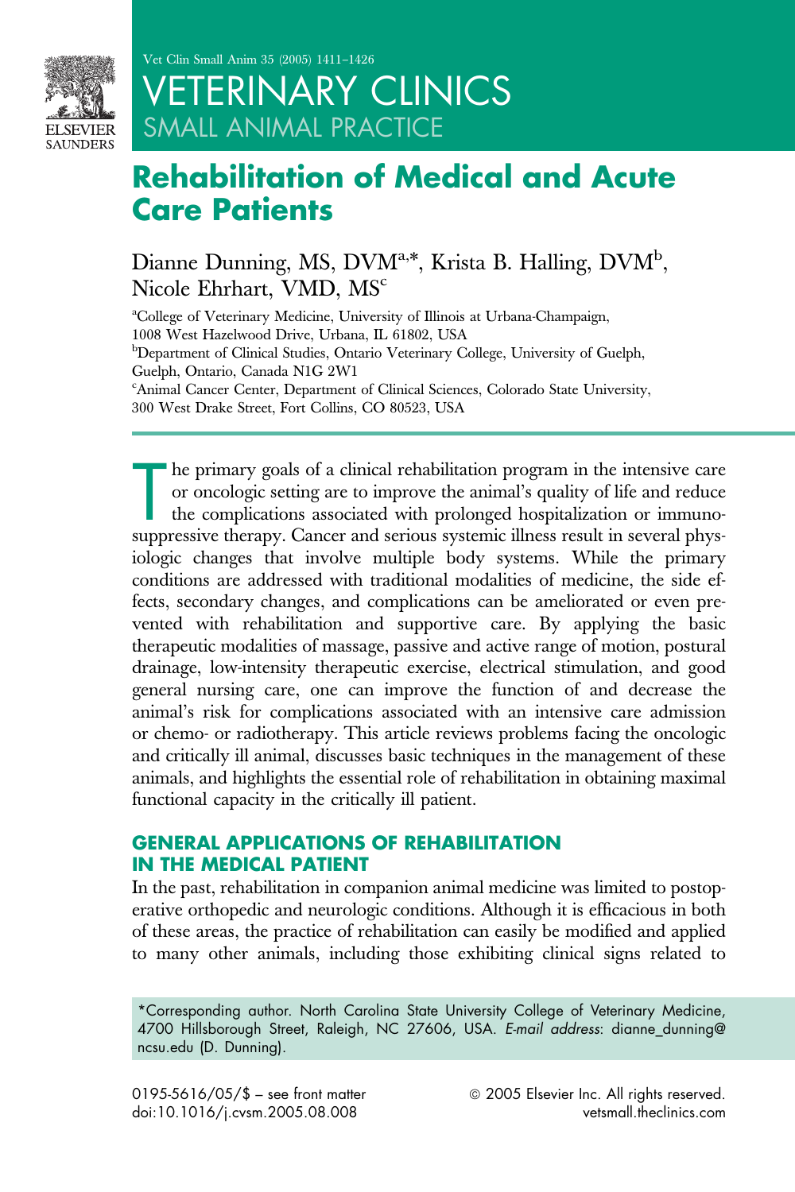# Rehabilitation of Medical and Acute Care Patients

Dianne Dunning, MS, DVM[a,*], Krista B. Halling, DVM[b], Nicole Ehrhart, VMD, MS[c]

[a]College of Veterinary Medicine, University of Illinois at Urbana-Champaign, 1008 West Hazelwood Drive, Urbana, IL 61802, USA

[b]Department of Clinical Studies, Ontario Veterinary College, University of Guelph, Guelph, Ontario, Canada N1G 2W1

[c]Animal Cancer Center, Department of Clinical Sciences, Colorado State University, 300 West Drake Street, Fort Collins, CO 80523, USA

The primary goals of a clinical rehabilitation program in the intensive care or oncologic setting are to improve the animal's quality of life and reduce the complications associated with prolonged hospitalization or immunosuppressive therapy. Cancer and serious systemic illness result in several physiologic changes that involve multiple body systems. While the primary conditions are addressed with traditional modalities of medicine, the side effects, secondary changes, and complications can be ameliorated or even prevented with rehabilitation and supportive care. By applying the basic therapeutic modalities of massage, passive and active range of motion, postural drainage, low-intensity therapeutic exercise, electrical stimulation, and good general nursing care, one can improve the function of and decrease the animal's risk for complications associated with an intensive care admission or chemo- or radiotherapy. This article reviews problems facing the oncologic and critically ill animal, discusses basic techniques in the management of these animals, and highlights the essential role of rehabilitation in obtaining maximal functional capacity in the critically ill patient.

## GENERAL APPLICATIONS OF REHABILITATION IN THE MEDICAL PATIENT

In the past, rehabilitation in companion animal medicine was limited to postoperative orthopedic and neurologic conditions. Although it is efficacious in both of these areas, the practice of rehabilitation can easily be modified and applied to many other animals, including those exhibiting clinical signs related to

*Corresponding author. North Carolina State University College of Veterinary Medicine, 4700 Hillsborough Street, Raleigh, NC 27606, USA. *E-mail address*: dianne_dunning@ncsu.edu (D. Dunning).

0195-5616/05/$ – see front matter
doi:10.1016/j.cvsm.2005.08.008

© 2005 Elsevier Inc. All rights reserved.
vetsmall.theclinics.com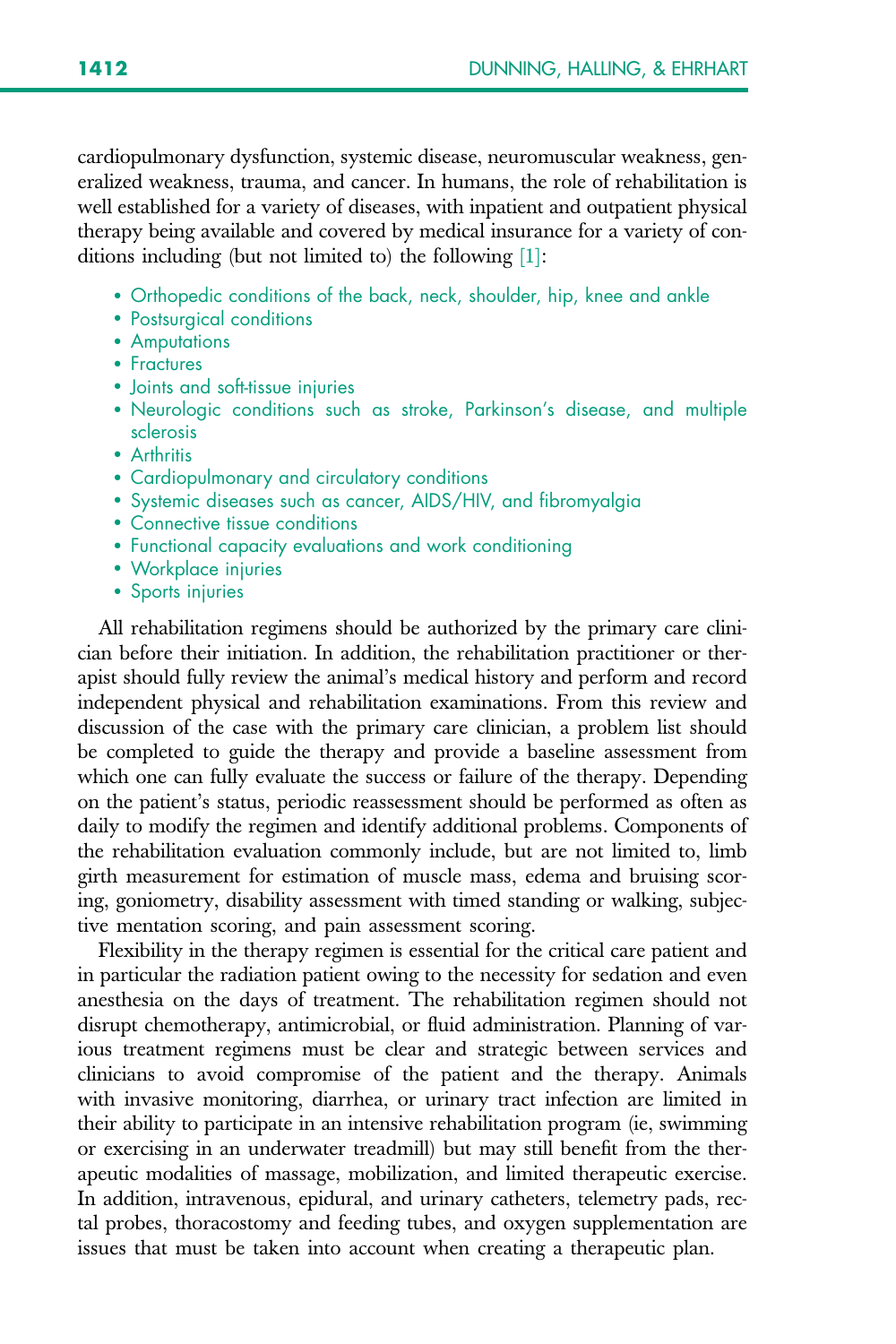cardiopulmonary dysfunction, systemic disease, neuromuscular weakness, generalized weakness, trauma, and cancer. In humans, the role of rehabilitation is well established for a variety of diseases, with inpatient and outpatient physical therapy being available and covered by medical insurance for a variety of conditions including (but not limited to) the following [1]:

- Orthopedic conditions of the back, neck, shoulder, hip, knee and ankle
- Postsurgical conditions
- Amputations
- Fractures
- Joints and soft-tissue injuries
- Neurologic conditions such as stroke, Parkinson's disease, and multiple sclerosis
- Arthritis
- Cardiopulmonary and circulatory conditions
- Systemic diseases such as cancer, AIDS/HIV, and fibromyalgia
- Connective tissue conditions
- Functional capacity evaluations and work conditioning
- Workplace injuries
- Sports injuries

All rehabilitation regimens should be authorized by the primary care clinician before their initiation. In addition, the rehabilitation practitioner or therapist should fully review the animal's medical history and perform and record independent physical and rehabilitation examinations. From this review and discussion of the case with the primary care clinician, a problem list should be completed to guide the therapy and provide a baseline assessment from which one can fully evaluate the success or failure of the therapy. Depending on the patient's status, periodic reassessment should be performed as often as daily to modify the regimen and identify additional problems. Components of the rehabilitation evaluation commonly include, but are not limited to, limb girth measurement for estimation of muscle mass, edema and bruising scoring, goniometry, disability assessment with timed standing or walking, subjective mentation scoring, and pain assessment scoring.

Flexibility in the therapy regimen is essential for the critical care patient and in particular the radiation patient owing to the necessity for sedation and even anesthesia on the days of treatment. The rehabilitation regimen should not disrupt chemotherapy, antimicrobial, or fluid administration. Planning of various treatment regimens must be clear and strategic between services and clinicians to avoid compromise of the patient and the therapy. Animals with invasive monitoring, diarrhea, or urinary tract infection are limited in their ability to participate in an intensive rehabilitation program (ie, swimming or exercising in an underwater treadmill) but may still benefit from the therapeutic modalities of massage, mobilization, and limited therapeutic exercise. In addition, intravenous, epidural, and urinary catheters, telemetry pads, rectal probes, thoracostomy and feeding tubes, and oxygen supplementation are issues that must be taken into account when creating a therapeutic plan.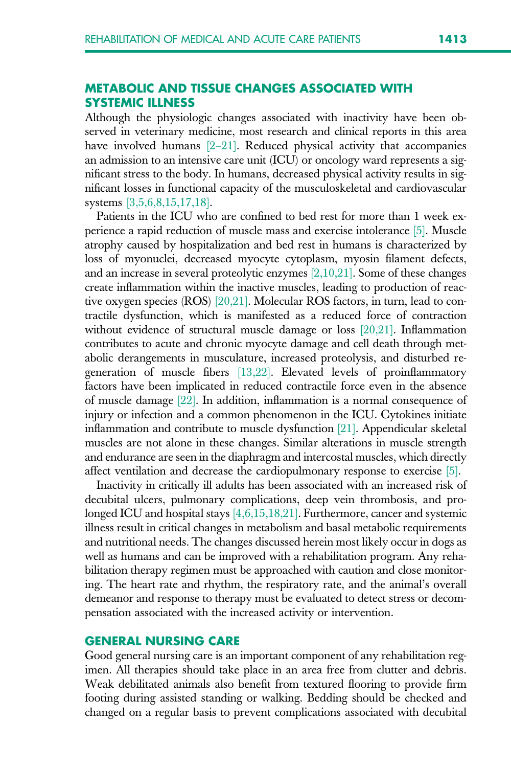## METABOLIC AND TISSUE CHANGES ASSOCIATED WITH SYSTEMIC ILLNESS

Although the physiologic changes associated with inactivity have been observed in veterinary medicine, most research and clinical reports in this area have involved humans [2–21]. Reduced physical activity that accompanies an admission to an intensive care unit (ICU) or oncology ward represents a significant stress to the body. In humans, decreased physical activity results in significant losses in functional capacity of the musculoskeletal and cardiovascular systems [3,5,6,8,15,17,18].

Patients in the ICU who are confined to bed rest for more than 1 week experience a rapid reduction of muscle mass and exercise intolerance [5]. Muscle atrophy caused by hospitalization and bed rest in humans is characterized by loss of myonuclei, decreased myocyte cytoplasm, myosin filament defects, and an increase in several proteolytic enzymes [2,10,21]. Some of these changes create inflammation within the inactive muscles, leading to production of reactive oxygen species (ROS) [20,21]. Molecular ROS factors, in turn, lead to contractile dysfunction, which is manifested as a reduced force of contraction without evidence of structural muscle damage or loss [20,21]. Inflammation contributes to acute and chronic myocyte damage and cell death through metabolic derangements in musculature, increased proteolysis, and disturbed regeneration of muscle fibers [13,22]. Elevated levels of proinflammatory factors have been implicated in reduced contractile force even in the absence of muscle damage [22]. In addition, inflammation is a normal consequence of injury or infection and a common phenomenon in the ICU. Cytokines initiate inflammation and contribute to muscle dysfunction [21]. Appendicular skeletal muscles are not alone in these changes. Similar alterations in muscle strength and endurance are seen in the diaphragm and intercostal muscles, which directly affect ventilation and decrease the cardiopulmonary response to exercise [5].

Inactivity in critically ill adults has been associated with an increased risk of decubital ulcers, pulmonary complications, deep vein thrombosis, and prolonged ICU and hospital stays [4,6,15,18,21]. Furthermore, cancer and systemic illness result in critical changes in metabolism and basal metabolic requirements and nutritional needs. The changes discussed herein most likely occur in dogs as well as humans and can be improved with a rehabilitation program. Any rehabilitation therapy regimen must be approached with caution and close monitoring. The heart rate and rhythm, the respiratory rate, and the animal's overall demeanor and response to therapy must be evaluated to detect stress or decompensation associated with the increased activity or intervention.

## GENERAL NURSING CARE

Good general nursing care is an important component of any rehabilitation regimen. All therapies should take place in an area free from clutter and debris. Weak debilitated animals also benefit from textured flooring to provide firm footing during assisted standing or walking. Bedding should be checked and changed on a regular basis to prevent complications associated with decubital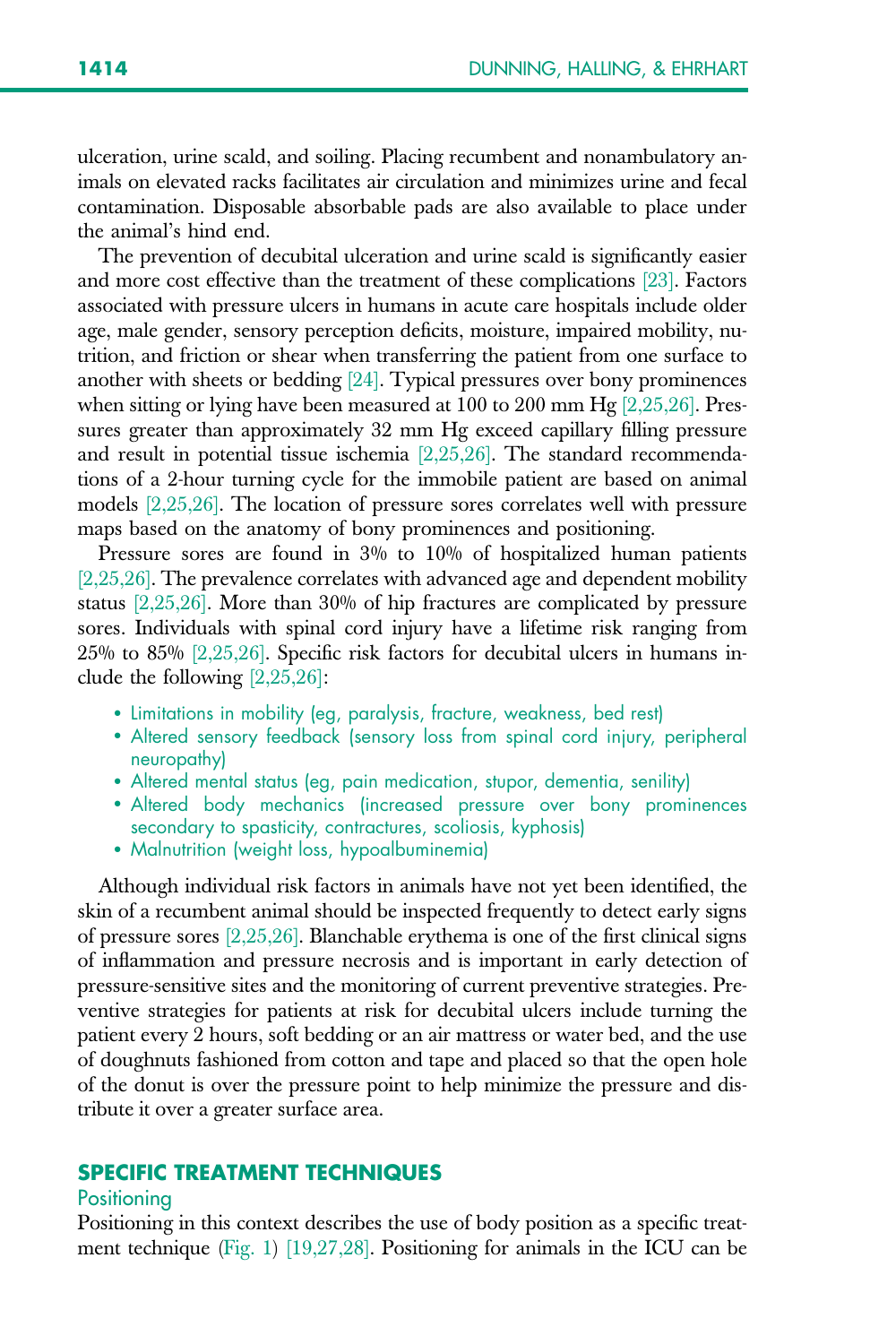ulceration, urine scald, and soiling. Placing recumbent and nonambulatory animals on elevated racks facilitates air circulation and minimizes urine and fecal contamination. Disposable absorbable pads are also available to place under the animal's hind end.

The prevention of decubital ulceration and urine scald is significantly easier and more cost effective than the treatment of these complications [23]. Factors associated with pressure ulcers in humans in acute care hospitals include older age, male gender, sensory perception deficits, moisture, impaired mobility, nutrition, and friction or shear when transferring the patient from one surface to another with sheets or bedding [24]. Typical pressures over bony prominences when sitting or lying have been measured at 100 to 200 mm Hg [2,25,26]. Pressures greater than approximately 32 mm Hg exceed capillary filling pressure and result in potential tissue ischemia [2,25,26]. The standard recommendations of a 2-hour turning cycle for the immobile patient are based on animal models [2,25,26]. The location of pressure sores correlates well with pressure maps based on the anatomy of bony prominences and positioning.

Pressure sores are found in 3% to 10% of hospitalized human patients [2,25,26]. The prevalence correlates with advanced age and dependent mobility status [2,25,26]. More than 30% of hip fractures are complicated by pressure sores. Individuals with spinal cord injury have a lifetime risk ranging from 25% to 85% [2,25,26]. Specific risk factors for decubital ulcers in humans include the following [2,25,26]:

- Limitations in mobility (eg, paralysis, fracture, weakness, bed rest)
- Altered sensory feedback (sensory loss from spinal cord injury, peripheral neuropathy)
- Altered mental status (eg, pain medication, stupor, dementia, senility)
- Altered body mechanics (increased pressure over bony prominences secondary to spasticity, contractures, scoliosis, kyphosis)
- Malnutrition (weight loss, hypoalbuminemia)

Although individual risk factors in animals have not yet been identified, the skin of a recumbent animal should be inspected frequently to detect early signs of pressure sores [2,25,26]. Blanchable erythema is one of the first clinical signs of inflammation and pressure necrosis and is important in early detection of pressure-sensitive sites and the monitoring of current preventive strategies. Preventive strategies for patients at risk for decubital ulcers include turning the patient every 2 hours, soft bedding or an air mattress or water bed, and the use of doughnuts fashioned from cotton and tape and placed so that the open hole of the donut is over the pressure point to help minimize the pressure and distribute it over a greater surface area.

## SPECIFIC TREATMENT TECHNIQUES

### Positioning

Positioning in this context describes the use of body position as a specific treatment technique (Fig. 1) [19,27,28]. Positioning for animals in the ICU can be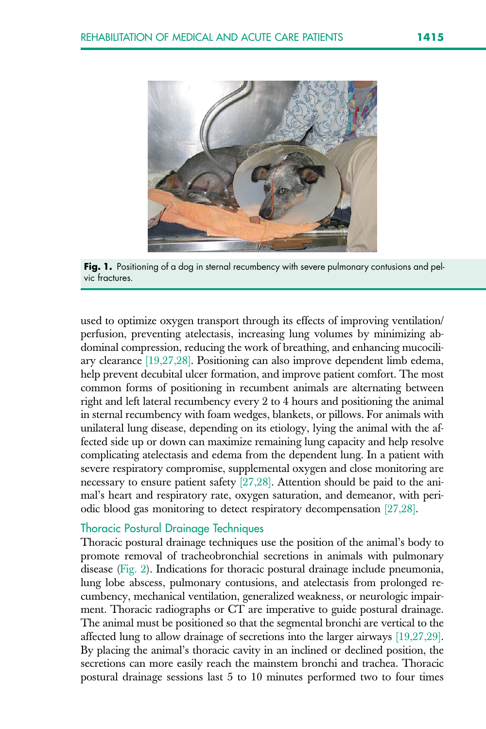Fig. 1. Positioning of a dog in sternal recumbency with severe pulmonary contusions and pelvic fractures.

used to optimize oxygen transport through its effects of improving ventilation/perfusion, preventing atelectasis, increasing lung volumes by minimizing abdominal compression, reducing the work of breathing, and enhancing mucociliary clearance [19,27,28]. Positioning can also improve dependent limb edema, help prevent decubital ulcer formation, and improve patient comfort. The most common forms of positioning in recumbent animals are alternating between right and left lateral recumbency every 2 to 4 hours and positioning the animal in sternal recumbency with foam wedges, blankets, or pillows. For animals with unilateral lung disease, depending on its etiology, lying the animal with the affected side up or down can maximize remaining lung capacity and help resolve complicating atelectasis and edema from the dependent lung. In a patient with severe respiratory compromise, supplemental oxygen and close monitoring are necessary to ensure patient safety [27,28]. Attention should be paid to the animal's heart and respiratory rate, oxygen saturation, and demeanor, with periodic blood gas monitoring to detect respiratory decompensation [27,28].

### Thoracic Postural Drainage Techniques

Thoracic postural drainage techniques use the position of the animal's body to promote removal of tracheobronchial secretions in animals with pulmonary disease (Fig. 2). Indications for thoracic postural drainage include pneumonia, lung lobe abscess, pulmonary contusions, and atelectasis from prolonged recumbency, mechanical ventilation, generalized weakness, or neurologic impairment. Thoracic radiographs or CT are imperative to guide postural drainage. The animal must be positioned so that the segmental bronchi are vertical to the affected lung to allow drainage of secretions into the larger airways [19,27,29]. By placing the animal's thoracic cavity in an inclined or declined position, the secretions can more easily reach the mainstem bronchi and trachea. Thoracic postural drainage sessions last 5 to 10 minutes performed two to four times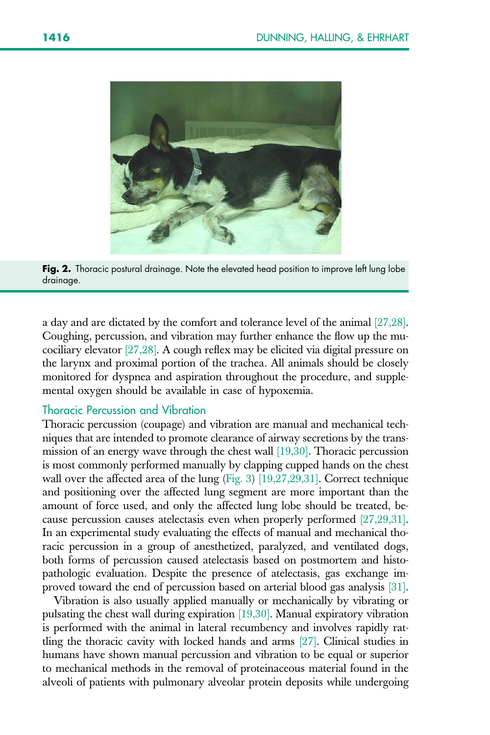Fig. 2. Thoracic postural drainage. Note the elevated head position to improve left lung lobe drainage.

a day and are dictated by the comfort and tolerance level of the animal [27,28]. Coughing, percussion, and vibration may further enhance the flow up the mucociliary elevator [27,28]. A cough reflex may be elicited via digital pressure on the larynx and proximal portion of the trachea. All animals should be closely monitored for dyspnea and aspiration throughout the procedure, and supplemental oxygen should be available in case of hypoxemia.

## Thoracic Percussion and Vibration

Thoracic percussion (coupage) and vibration are manual and mechanical techniques that are intended to promote clearance of airway secretions by the transmission of an energy wave through the chest wall [19,30]. Thoracic percussion is most commonly performed manually by clapping cupped hands on the chest wall over the affected area of the lung (Fig. 3) [19,27,29,31]. Correct technique and positioning over the affected lung segment are more important than the amount of force used, and only the affected lung lobe should be treated, because percussion causes atelectasis even when properly performed [27,29,31]. In an experimental study evaluating the effects of manual and mechanical thoracic percussion in a group of anesthetized, paralyzed, and ventilated dogs, both forms of percussion caused atelectasis based on postmortem and histopathologic evaluation. Despite the presence of atelectasis, gas exchange improved toward the end of percussion based on arterial blood gas analysis [31].

Vibration is also usually applied manually or mechanically by vibrating or pulsating the chest wall during expiration [19,30]. Manual expiratory vibration is performed with the animal in lateral recumbency and involves rapidly rattling the thoracic cavity with locked hands and arms [27]. Clinical studies in humans have shown manual percussion and vibration to be equal or superior to mechanical methods in the removal of proteinaceous material found in the alveoli of patients with pulmonary alveolar protein deposits while undergoing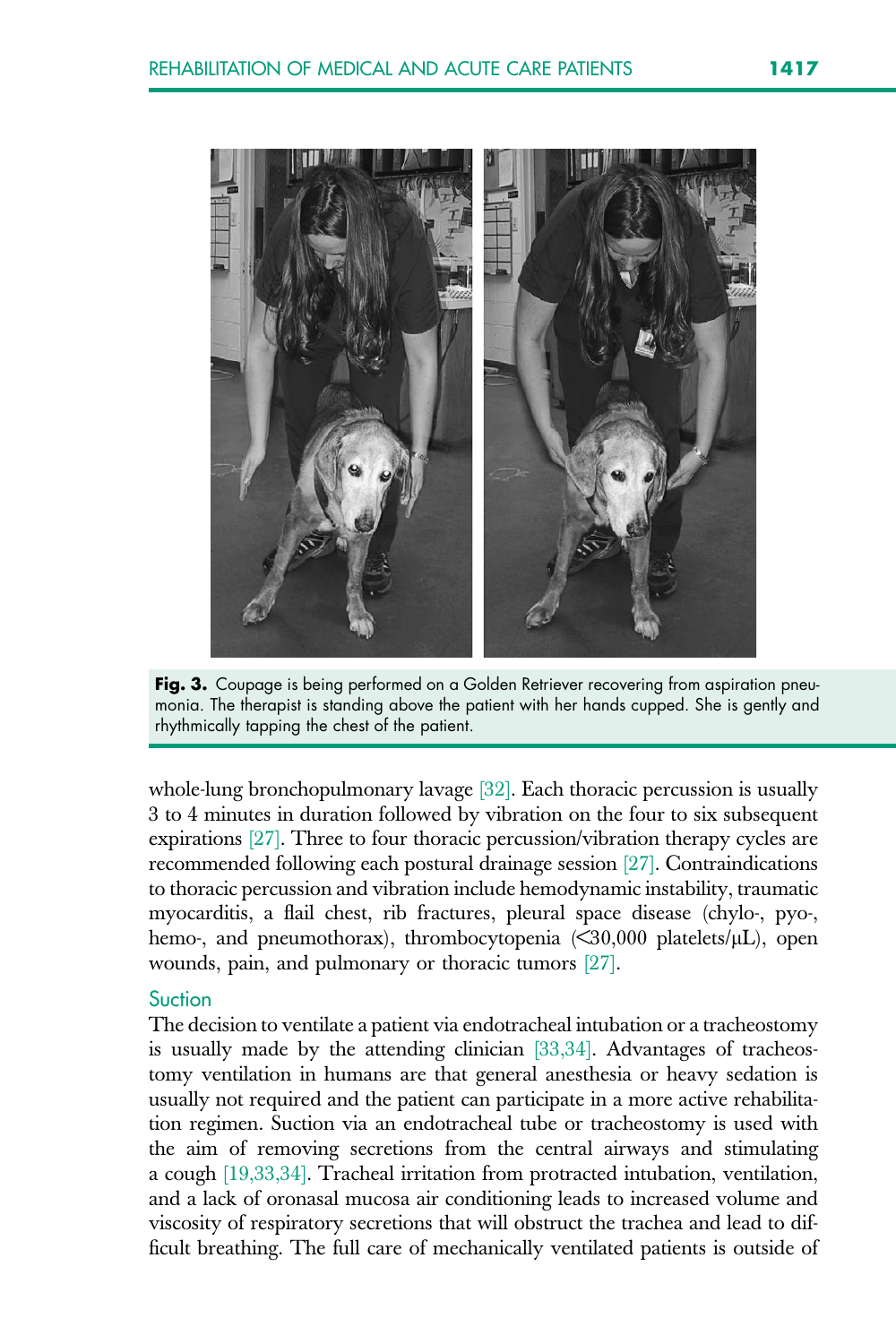**Fig. 3.** Coupage is being performed on a Golden Retriever recovering from aspiration pneumonia. The therapist is standing above the patient with her hands cupped. She is gently and rhythmically tapping the chest of the patient.

whole-lung bronchopulmonary lavage [32]. Each thoracic percussion is usually 3 to 4 minutes in duration followed by vibration on the four to six subsequent expirations [27]. Three to four thoracic percussion/vibration therapy cycles are recommended following each postural drainage session [27]. Contraindications to thoracic percussion and vibration include hemodynamic instability, traumatic myocarditis, a flail chest, rib fractures, pleural space disease (chylo-, pyo-, hemo-, and pneumothorax), thrombocytopenia (<30,000 platelets/μL), open wounds, pain, and pulmonary or thoracic tumors [27].

## Suction

The decision to ventilate a patient via endotracheal intubation or a tracheostomy is usually made by the attending clinician [33,34]. Advantages of tracheostomy ventilation in humans are that general anesthesia or heavy sedation is usually not required and the patient can participate in a more active rehabilitation regimen. Suction via an endotracheal tube or tracheostomy is used with the aim of removing secretions from the central airways and stimulating a cough [19,33,34]. Tracheal irritation from protracted intubation, ventilation, and a lack of oronasal mucosa air conditioning leads to increased volume and viscosity of respiratory secretions that will obstruct the trachea and lead to difficult breathing. The full care of mechanically ventilated patients is outside of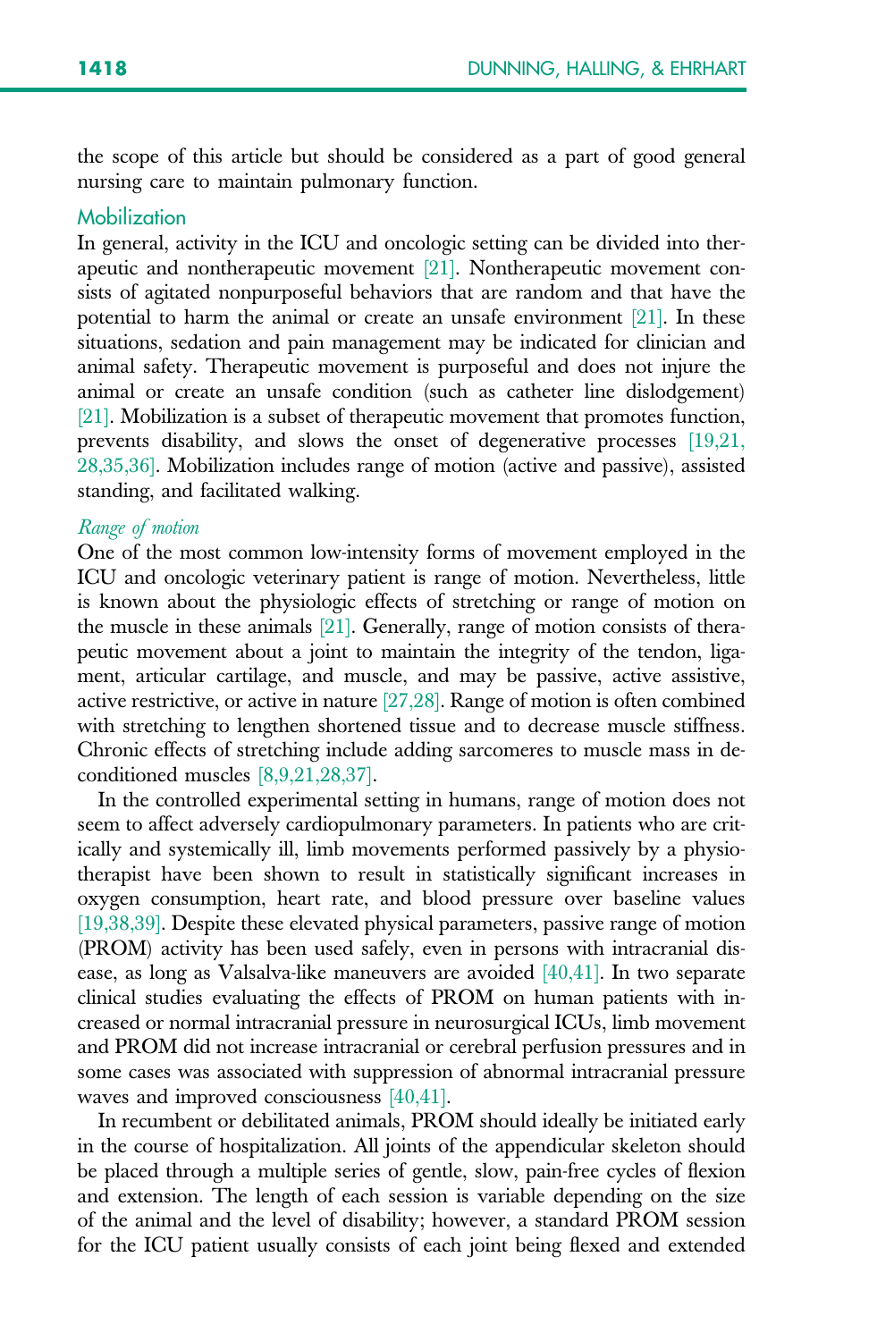the scope of this article but should be considered as a part of good general nursing care to maintain pulmonary function.

## Mobilization

In general, activity in the ICU and oncologic setting can be divided into therapeutic and nontherapeutic movement [21]. Nontherapeutic movement consists of agitated nonpurposeful behaviors that are random and that have the potential to harm the animal or create an unsafe environment [21]. In these situations, sedation and pain management may be indicated for clinician and animal safety. Therapeutic movement is purposeful and does not injure the animal or create an unsafe condition (such as catheter line dislodgement) [21]. Mobilization is a subset of therapeutic movement that promotes function, prevents disability, and slows the onset of degenerative processes [19,21,28,35,36]. Mobilization includes range of motion (active and passive), assisted standing, and facilitated walking.

### *Range of motion*

One of the most common low-intensity forms of movement employed in the ICU and oncologic veterinary patient is range of motion. Nevertheless, little is known about the physiologic effects of stretching or range of motion on the muscle in these animals [21]. Generally, range of motion consists of therapeutic movement about a joint to maintain the integrity of the tendon, ligament, articular cartilage, and muscle, and may be passive, active assistive, active restrictive, or active in nature [27,28]. Range of motion is often combined with stretching to lengthen shortened tissue and to decrease muscle stiffness. Chronic effects of stretching include adding sarcomeres to muscle mass in deconditioned muscles [8,9,21,28,37].

In the controlled experimental setting in humans, range of motion does not seem to affect adversely cardiopulmonary parameters. In patients who are critically and systemically ill, limb movements performed passively by a physiotherapist have been shown to result in statistically significant increases in oxygen consumption, heart rate, and blood pressure over baseline values [19,38,39]. Despite these elevated physical parameters, passive range of motion (PROM) activity has been used safely, even in persons with intracranial disease, as long as Valsalva-like maneuvers are avoided [40,41]. In two separate clinical studies evaluating the effects of PROM on human patients with increased or normal intracranial pressure in neurosurgical ICUs, limb movement and PROM did not increase intracranial or cerebral perfusion pressures and in some cases was associated with suppression of abnormal intracranial pressure waves and improved consciousness [40,41].

In recumbent or debilitated animals, PROM should ideally be initiated early in the course of hospitalization. All joints of the appendicular skeleton should be placed through a multiple series of gentle, slow, pain-free cycles of flexion and extension. The length of each session is variable depending on the size of the animal and the level of disability; however, a standard PROM session for the ICU patient usually consists of each joint being flexed and extended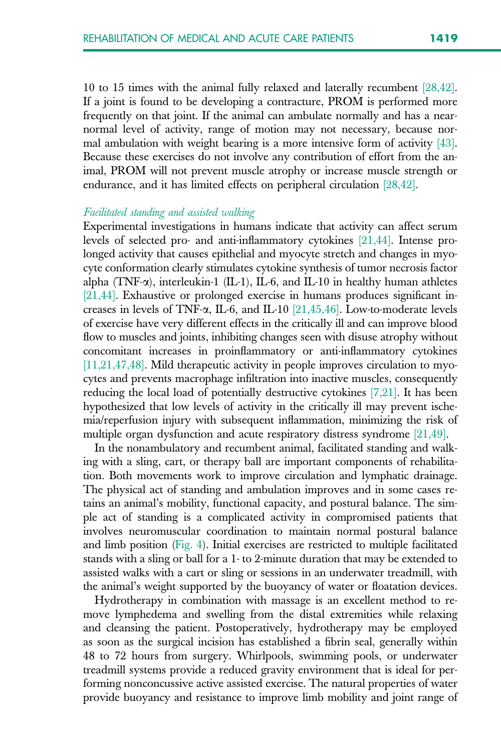10 to 15 times with the animal fully relaxed and laterally recumbent [28,42]. If a joint is found to be developing a contracture, PROM is performed more frequently on that joint. If the animal can ambulate normally and has a near-normal level of activity, range of motion may not necessary, because normal ambulation with weight bearing is a more intensive form of activity [43]. Because these exercises do not involve any contribution of effort from the animal, PROM will not prevent muscle atrophy or increase muscle strength or endurance, and it has limited effects on peripheral circulation [28,42].

### *Facilitated standing and assisted walking*

Experimental investigations in humans indicate that activity can affect serum levels of selected pro- and anti-inflammatory cytokines [21,44]. Intense prolonged activity that causes epithelial and myocyte stretch and changes in myocyte conformation clearly stimulates cytokine synthesis of tumor necrosis factor alpha (TNF-α), interleukin-1 (IL-1), IL-6, and IL-10 in healthy human athletes [21,44]. Exhaustive or prolonged exercise in humans produces significant increases in levels of TNF-α, IL-6, and IL-10 [21,45,46]. Low-to-moderate levels of exercise have very different effects in the critically ill and can improve blood flow to muscles and joints, inhibiting changes seen with disuse atrophy without concomitant increases in proinflammatory or anti-inflammatory cytokines [11,21,47,48]. Mild therapeutic activity in people improves circulation to myocytes and prevents macrophage infiltration into inactive muscles, consequently reducing the local load of potentially destructive cytokines [7,21]. It has been hypothesized that low levels of activity in the critically ill may prevent ischemia/reperfusion injury with subsequent inflammation, minimizing the risk of multiple organ dysfunction and acute respiratory distress syndrome [21,49].

In the nonambulatory and recumbent animal, facilitated standing and walking with a sling, cart, or therapy ball are important components of rehabilitation. Both movements work to improve circulation and lymphatic drainage. The physical act of standing and ambulation improves and in some cases retains an animal's mobility, functional capacity, and postural balance. The simple act of standing is a complicated activity in compromised patients that involves neuromuscular coordination to maintain normal postural balance and limb position (Fig. 4). Initial exercises are restricted to multiple facilitated stands with a sling or ball for a 1- to 2-minute duration that may be extended to assisted walks with a cart or sling or sessions in an underwater treadmill, with the animal's weight supported by the buoyancy of water or floatation devices.

Hydrotherapy in combination with massage is an excellent method to remove lymphedema and swelling from the distal extremities while relaxing and cleansing the patient. Postoperatively, hydrotherapy may be employed as soon as the surgical incision has established a fibrin seal, generally within 48 to 72 hours from surgery. Whirlpools, swimming pools, or underwater treadmill systems provide a reduced gravity environment that is ideal for performing nonconcussive active assisted exercise. The natural properties of water provide buoyancy and resistance to improve limb mobility and joint range of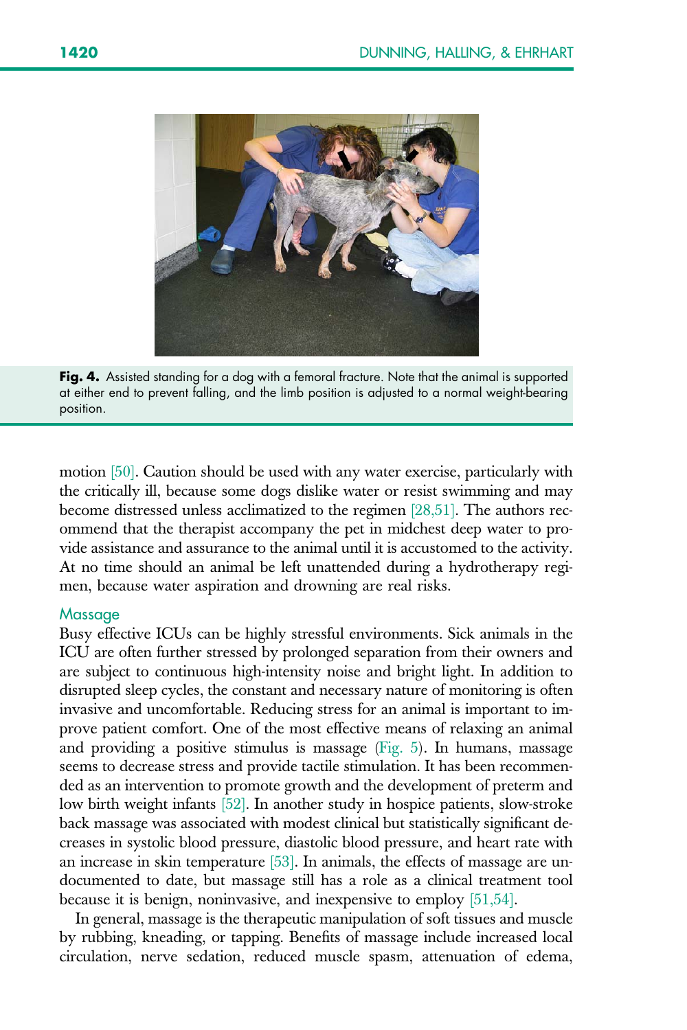Fig. 4. Assisted standing for a dog with a femoral fracture. Note that the animal is supported at either end to prevent falling, and the limb position is adjusted to a normal weight-bearing position.

motion [50]. Caution should be used with any water exercise, particularly with the critically ill, because some dogs dislike water or resist swimming and may become distressed unless acclimatized to the regimen [28,51]. The authors recommend that the therapist accompany the pet in midchest deep water to provide assistance and assurance to the animal until it is accustomed to the activity. At no time should an animal be left unattended during a hydrotherapy regimen, because water aspiration and drowning are real risks.

## Massage

Busy effective ICUs can be highly stressful environments. Sick animals in the ICU are often further stressed by prolonged separation from their owners and are subject to continuous high-intensity noise and bright light. In addition to disrupted sleep cycles, the constant and necessary nature of monitoring is often invasive and uncomfortable. Reducing stress for an animal is important to improve patient comfort. One of the most effective means of relaxing an animal and providing a positive stimulus is massage (Fig. 5). In humans, massage seems to decrease stress and provide tactile stimulation. It has been recommended as an intervention to promote growth and the development of preterm and low birth weight infants [52]. In another study in hospice patients, slow-stroke back massage was associated with modest clinical but statistically significant decreases in systolic blood pressure, diastolic blood pressure, and heart rate with an increase in skin temperature [53]. In animals, the effects of massage are undocumented to date, but massage still has a role as a clinical treatment tool because it is benign, noninvasive, and inexpensive to employ [51,54].

In general, massage is the therapeutic manipulation of soft tissues and muscle by rubbing, kneading, or tapping. Benefits of massage include increased local circulation, nerve sedation, reduced muscle spasm, attenuation of edema,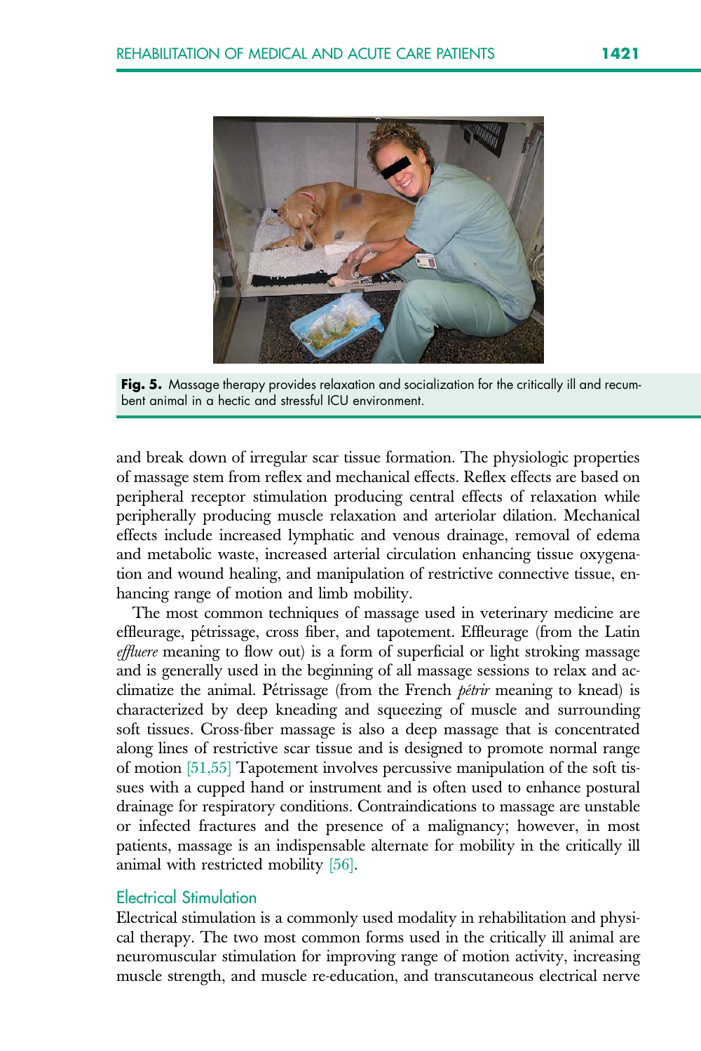**Fig. 5.** Massage therapy provides relaxation and socialization for the critically ill and recumbent animal in a hectic and stressful ICU environment.

and break down of irregular scar tissue formation. The physiologic properties of massage stem from reflex and mechanical effects. Reflex effects are based on peripheral receptor stimulation producing central effects of relaxation while peripherally producing muscle relaxation and arteriolar dilation. Mechanical effects include increased lymphatic and venous drainage, removal of edema and metabolic waste, increased arterial circulation enhancing tissue oxygenation and wound healing, and manipulation of restrictive connective tissue, enhancing range of motion and limb mobility.

The most common techniques of massage used in veterinary medicine are effleurage, pétrissage, cross fiber, and tapotement. Effleurage (from the Latin *effluere* meaning to flow out) is a form of superficial or light stroking massage and is generally used in the beginning of all massage sessions to relax and acclimatize the animal. Pétrissage (from the French *pétrir* meaning to knead) is characterized by deep kneading and squeezing of muscle and surrounding soft tissues. Cross-fiber massage is also a deep massage that is concentrated along lines of restrictive scar tissue and is designed to promote normal range of motion [51,55] Tapotement involves percussive manipulation of the soft tissues with a cupped hand or instrument and is often used to enhance postural drainage for respiratory conditions. Contraindications to massage are unstable or infected fractures and the presence of a malignancy; however, in most patients, massage is an indispensable alternate for mobility in the critically ill animal with restricted mobility [56].

## Electrical Stimulation

Electrical stimulation is a commonly used modality in rehabilitation and physical therapy. The two most common forms used in the critically ill animal are neuromuscular stimulation for improving range of motion activity, increasing muscle strength, and muscle re-education, and transcutaneous electrical nerve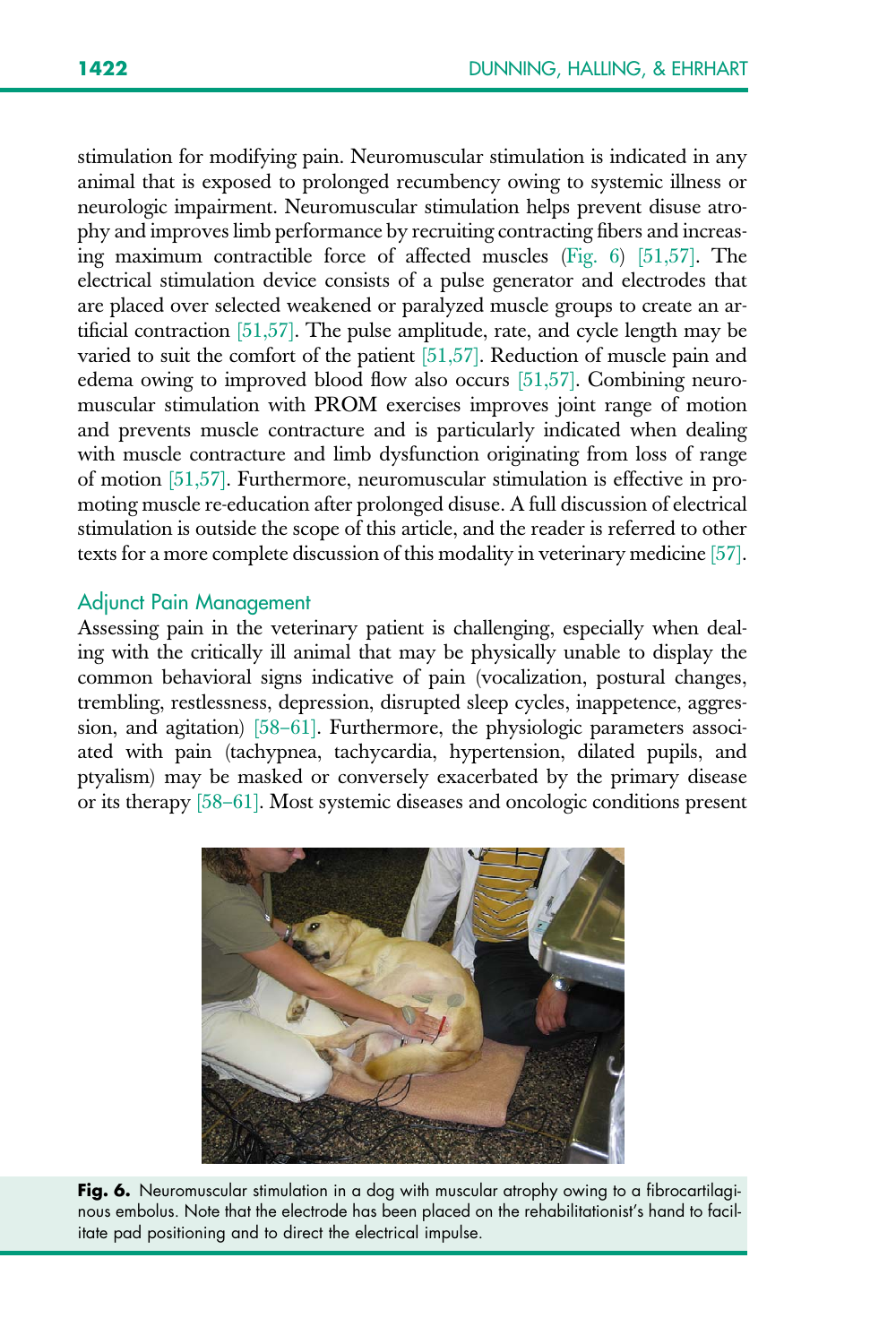stimulation for modifying pain. Neuromuscular stimulation is indicated in any animal that is exposed to prolonged recumbency owing to systemic illness or neurologic impairment. Neuromuscular stimulation helps prevent disuse atrophy and improves limb performance by recruiting contracting fibers and increasing maximum contractible force of affected muscles (Fig. 6) [51,57]. The electrical stimulation device consists of a pulse generator and electrodes that are placed over selected weakened or paralyzed muscle groups to create an artificial contraction [51,57]. The pulse amplitude, rate, and cycle length may be varied to suit the comfort of the patient [51,57]. Reduction of muscle pain and edema owing to improved blood flow also occurs [51,57]. Combining neuromuscular stimulation with PROM exercises improves joint range of motion and prevents muscle contracture and is particularly indicated when dealing with muscle contracture and limb dysfunction originating from loss of range of motion [51,57]. Furthermore, neuromuscular stimulation is effective in promoting muscle re-education after prolonged disuse. A full discussion of electrical stimulation is outside the scope of this article, and the reader is referred to other texts for a more complete discussion of this modality in veterinary medicine [57].

## Adjunct Pain Management

Assessing pain in the veterinary patient is challenging, especially when dealing with the critically ill animal that may be physically unable to display the common behavioral signs indicative of pain (vocalization, postural changes, trembling, restlessness, depression, disrupted sleep cycles, inappetence, aggression, and agitation) [58–61]. Furthermore, the physiologic parameters associated with pain (tachypnea, tachycardia, hypertension, dilated pupils, and ptyalism) may be masked or conversely exacerbated by the primary disease or its therapy [58–61]. Most systemic diseases and oncologic conditions present

**Fig. 6.** Neuromuscular stimulation in a dog with muscular atrophy owing to a fibrocartilaginous embolus. Note that the electrode has been placed on the rehabilitationist's hand to facilitate pad positioning and to direct the electrical impulse.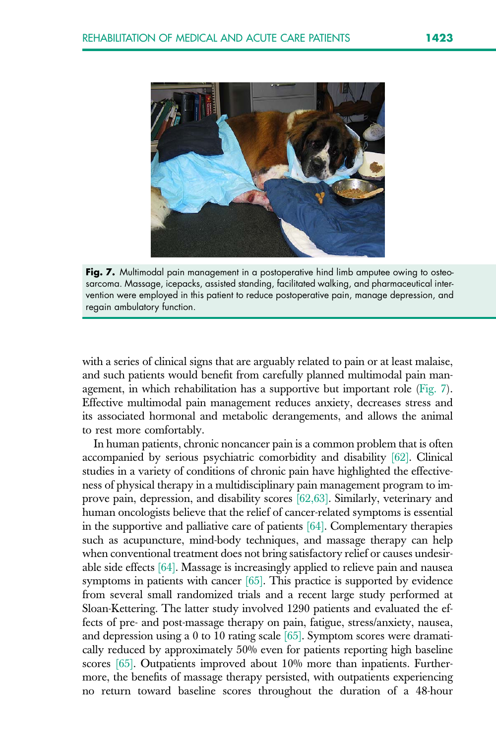**Fig. 7.** Multimodal pain management in a postoperative hind limb amputee owing to osteosarcoma. Massage, icepacks, assisted standing, facilitated walking, and pharmaceutical intervention were employed in this patient to reduce postoperative pain, manage depression, and regain ambulatory function.

with a series of clinical signs that are arguably related to pain or at least malaise, and such patients would benefit from carefully planned multimodal pain management, in which rehabilitation has a supportive but important role (Fig. 7). Effective multimodal pain management reduces anxiety, decreases stress and its associated hormonal and metabolic derangements, and allows the animal to rest more comfortably.

In human patients, chronic noncancer pain is a common problem that is often accompanied by serious psychiatric comorbidity and disability [62]. Clinical studies in a variety of conditions of chronic pain have highlighted the effectiveness of physical therapy in a multidisciplinary pain management program to improve pain, depression, and disability scores [62,63]. Similarly, veterinary and human oncologists believe that the relief of cancer-related symptoms is essential in the supportive and palliative care of patients [64]. Complementary therapies such as acupuncture, mind-body techniques, and massage therapy can help when conventional treatment does not bring satisfactory relief or causes undesirable side effects [64]. Massage is increasingly applied to relieve pain and nausea symptoms in patients with cancer [65]. This practice is supported by evidence from several small randomized trials and a recent large study performed at Sloan-Kettering. The latter study involved 1290 patients and evaluated the effects of pre- and post-massage therapy on pain, fatigue, stress/anxiety, nausea, and depression using a 0 to 10 rating scale [65]. Symptom scores were dramatically reduced by approximately 50% even for patients reporting high baseline scores [65]. Outpatients improved about 10% more than inpatients. Furthermore, the benefits of massage therapy persisted, with outpatients experiencing no return toward baseline scores throughout the duration of a 48-hour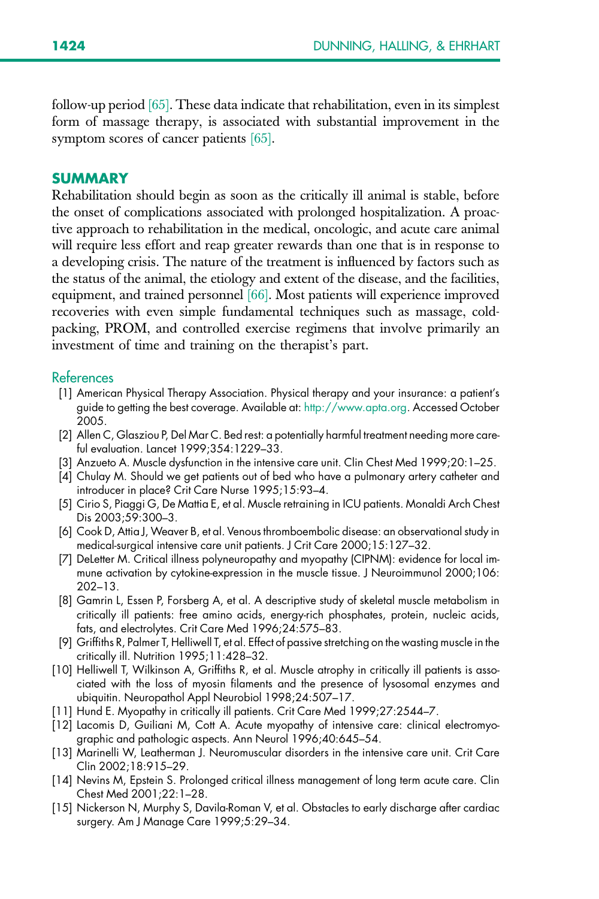follow-up period [65]. These data indicate that rehabilitation, even in its simplest form of massage therapy, is associated with substantial improvement in the symptom scores of cancer patients [65].

## SUMMARY

Rehabilitation should begin as soon as the critically ill animal is stable, before the onset of complications associated with prolonged hospitalization. A proactive approach to rehabilitation in the medical, oncologic, and acute care animal will require less effort and reap greater rewards than one that is in response to a developing crisis. The nature of the treatment is influenced by factors such as the status of the animal, the etiology and extent of the disease, and the facilities, equipment, and trained personnel [66]. Most patients will experience improved recoveries with even simple fundamental techniques such as massage, cold-packing, PROM, and controlled exercise regimens that involve primarily an investment of time and training on the therapist's part.

## References

[1] American Physical Therapy Association. Physical therapy and your insurance: a patient's guide to getting the best coverage. Available at: http://www.apta.org. Accessed October 2005.

[2] Allen C, Glasziou P, Del Mar C. Bed rest: a potentially harmful treatment needing more careful evaluation. Lancet 1999;354:1229–33.

[3] Anzueto A. Muscle dysfunction in the intensive care unit. Clin Chest Med 1999;20:1–25.

[4] Chulay M. Should we get patients out of bed who have a pulmonary artery catheter and introducer in place? Crit Care Nurse 1995;15:93–4.

[5] Cirio S, Piaggi G, De Mattia E, et al. Muscle retraining in ICU patients. Monaldi Arch Chest Dis 2003;59:300–3.

[6] Cook D, Attia J, Weaver B, et al. Venous thromboembolic disease: an observational study in medical-surgical intensive care unit patients. J Crit Care 2000;15:127–32.

[7] DeLetter M. Critical illness polyneuropathy and myopathy (CIPNM): evidence for local immune activation by cytokine-expression in the muscle tissue. J Neuroimmunol 2000;106:202–13.

[8] Gamrin L, Essen P, Forsberg A, et al. A descriptive study of skeletal muscle metabolism in critically ill patients: free amino acids, energy-rich phosphates, protein, nucleic acids, fats, and electrolytes. Crit Care Med 1996;24:575–83.

[9] Griffiths R, Palmer T, Helliwell T, et al. Effect of passive stretching on the wasting muscle in the critically ill. Nutrition 1995;11:428–32.

[10] Helliwell T, Wilkinson A, Griffiths R, et al. Muscle atrophy in critically ill patients is associated with the loss of myosin filaments and the presence of lysosomal enzymes and ubiquitin. Neuropathol Appl Neurobiol 1998;24:507–17.

[11] Hund E. Myopathy in critically ill patients. Crit Care Med 1999;27:2544–7.

[12] Lacomis D, Guiliani M, Cott A. Acute myopathy of intensive care: clinical electromyographic and pathologic aspects. Ann Neurol 1996;40:645–54.

[13] Marinelli W, Leatherman J. Neuromuscular disorders in the intensive care unit. Crit Care Clin 2002;18:915–29.

[14] Nevins M, Epstein S. Prolonged critical illness management of long term acute care. Clin Chest Med 2001;22:1–28.

[15] Nickerson N, Murphy S, Davila-Roman V, et al. Obstacles to early discharge after cardiac surgery. Am J Manage Care 1999;5:29–34.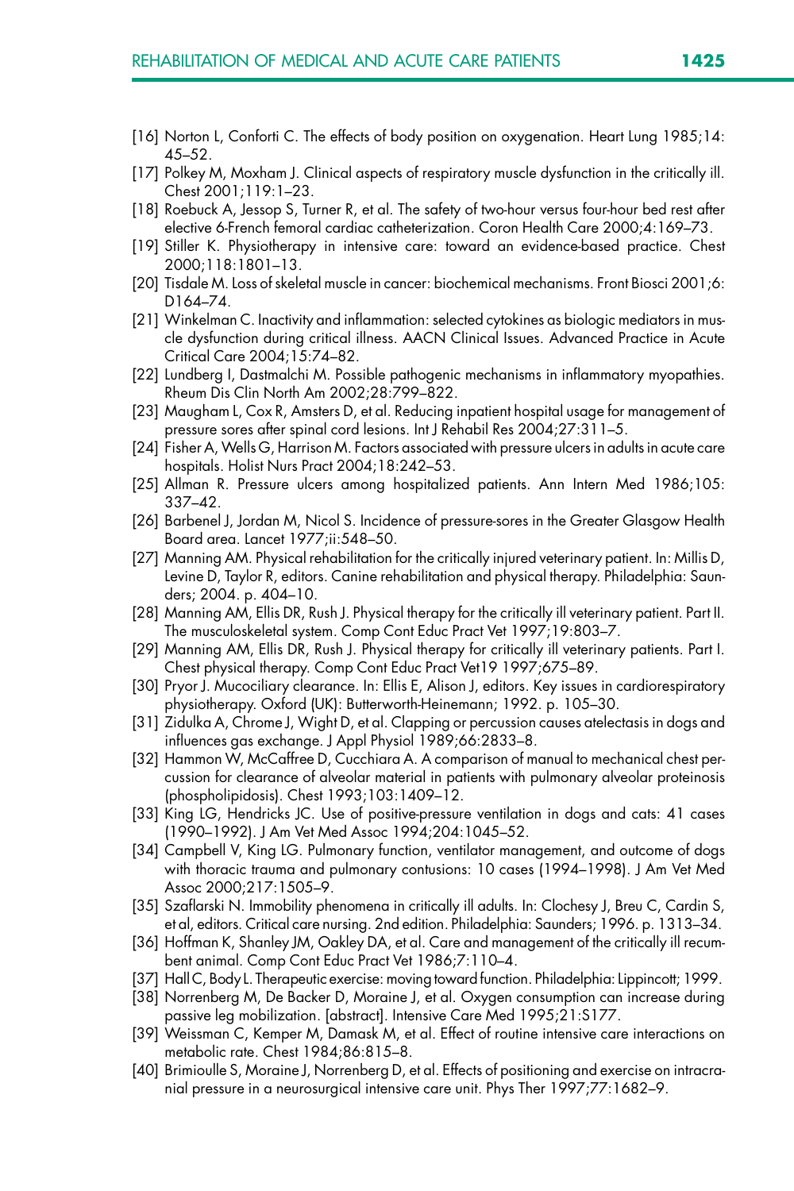[16] Norton L, Conforti C. The effects of body position on oxygenation. Heart Lung 1985;14: 45–52.

[17] Polkey M, Moxham J. Clinical aspects of respiratory muscle dysfunction in the critically ill. Chest 2001;119:1–23.

[18] Roebuck A, Jessop S, Turner R, et al. The safety of two-hour versus four-hour bed rest after elective 6-French femoral cardiac catheterization. Coron Health Care 2000;4:169–73.

[19] Stiller K. Physiotherapy in intensive care: toward an evidence-based practice. Chest 2000;118:1801–13.

[20] Tisdale M. Loss of skeletal muscle in cancer: biochemical mechanisms. Front Biosci 2001;6: D164–74.

[21] Winkelman C. Inactivity and inflammation: selected cytokines as biologic mediators in muscle dysfunction during critical illness. AACN Clinical Issues. Advanced Practice in Acute Critical Care 2004;15:74–82.

[22] Lundberg I, Dastmalchi M. Possible pathogenic mechanisms in inflammatory myopathies. Rheum Dis Clin North Am 2002;28:799–822.

[23] Maugham L, Cox R, Amsters D, et al. Reducing inpatient hospital usage for management of pressure sores after spinal cord lesions. Int J Rehabil Res 2004;27:311–5.

[24] Fisher A, Wells G, Harrison M. Factors associated with pressure ulcers in adults in acute care hospitals. Holist Nurs Pract 2004;18:242–53.

[25] Allman R. Pressure ulcers among hospitalized patients. Ann Intern Med 1986;105: 337–42.

[26] Barbenel J, Jordan M, Nicol S. Incidence of pressure-sores in the Greater Glasgow Health Board area. Lancet 1977;ii:548–50.

[27] Manning AM. Physical rehabilitation for the critically injured veterinary patient. In: Millis D, Levine D, Taylor R, editors. Canine rehabilitation and physical therapy. Philadelphia: Saunders; 2004. p. 404–10.

[28] Manning AM, Ellis DR, Rush J. Physical therapy for the critically ill veterinary patient. Part II. The musculoskeletal system. Comp Cont Educ Pract Vet 1997;19:803–7.

[29] Manning AM, Ellis DR, Rush J. Physical therapy for critically ill veterinary patients. Part I. Chest physical therapy. Comp Cont Educ Pract Vet19 1997;675–89.

[30] Pryor J. Mucociliary clearance. In: Ellis E, Alison J, editors. Key issues in cardiorespiratory physiotherapy. Oxford (UK): Butterworth-Heinemann; 1992. p. 105–30.

[31] Zidulka A, Chrome J, Wight D, et al. Clapping or percussion causes atelectasis in dogs and influences gas exchange. J Appl Physiol 1989;66:2833–8.

[32] Hammon W, McCaffree D, Cucchiara A. A comparison of manual to mechanical chest percussion for clearance of alveolar material in patients with pulmonary alveolar proteinosis (phospholipidosis). Chest 1993;103:1409–12.

[33] King LG, Hendricks JC. Use of positive-pressure ventilation in dogs and cats: 41 cases (1990–1992). J Am Vet Med Assoc 1994;204:1045–52.

[34] Campbell V, King LG. Pulmonary function, ventilator management, and outcome of dogs with thoracic trauma and pulmonary contusions: 10 cases (1994–1998). J Am Vet Med Assoc 2000;217:1505–9.

[35] Szaflarski N. Immobility phenomena in critically ill adults. In: Clochesy J, Breu C, Cardin S, et al, editors. Critical care nursing. 2nd edition. Philadelphia: Saunders; 1996. p. 1313–34.

[36] Hoffman K, Shanley JM, Oakley DA, et al. Care and management of the critically ill recumbent animal. Comp Cont Educ Pract Vet 1986;7:110–4.

[37] Hall C, Body L. Therapeutic exercise: moving toward function. Philadelphia: Lippincott; 1999.

[38] Norrenberg M, De Backer D, Moraine J, et al. Oxygen consumption can increase during passive leg mobilization. [abstract]. Intensive Care Med 1995;21:S177.

[39] Weissman C, Kemper M, Damask M, et al. Effect of routine intensive care interactions on metabolic rate. Chest 1984;86:815–8.

[40] Brimioulle S, Moraine J, Norrenberg D, et al. Effects of positioning and exercise on intracranial pressure in a neurosurgical intensive care unit. Phys Ther 1997;77:1682–9.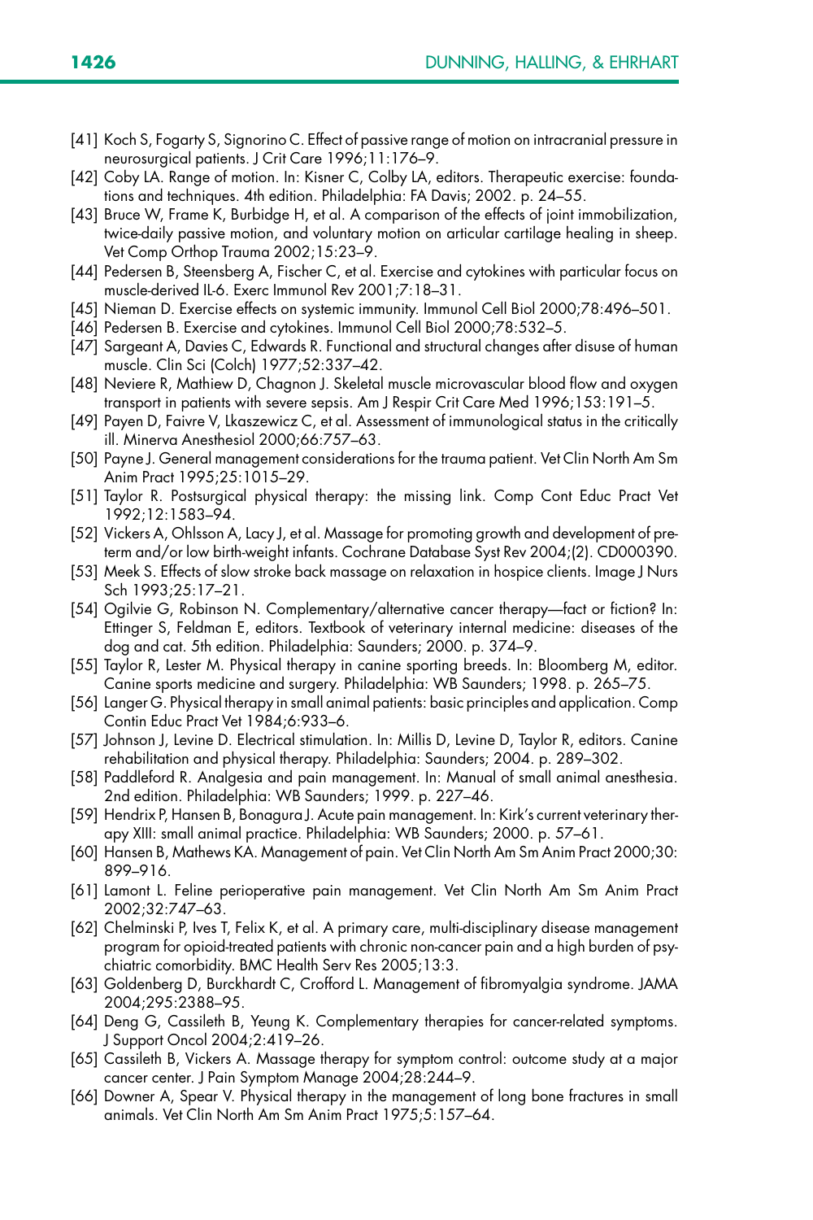[41] Koch S, Fogarty S, Signorino C. Effect of passive range of motion on intracranial pressure in neurosurgical patients. J Crit Care 1996;11:176–9.

[42] Coby LA. Range of motion. In: Kisner C, Colby LA, editors. Therapeutic exercise: foundations and techniques. 4th edition. Philadelphia: FA Davis; 2002. p. 24–55.

[43] Bruce W, Frame K, Burbidge H, et al. A comparison of the effects of joint immobilization, twice-daily passive motion, and voluntary motion on articular cartilage healing in sheep. Vet Comp Orthop Trauma 2002;15:23–9.

[44] Pedersen B, Steensberg A, Fischer C, et al. Exercise and cytokines with particular focus on muscle-derived IL-6. Exerc Immunol Rev 2001;7:18–31.

[45] Nieman D. Exercise effects on systemic immunity. Immunol Cell Biol 2000;78:496–501.

[46] Pedersen B. Exercise and cytokines. Immunol Cell Biol 2000;78:532–5.

[47] Sargeant A, Davies C, Edwards R. Functional and structural changes after disuse of human muscle. Clin Sci (Colch) 1977;52:337–42.

[48] Neviere R, Mathiew D, Chagnon J. Skeletal muscle microvascular blood flow and oxygen transport in patients with severe sepsis. Am J Respir Crit Care Med 1996;153:191–5.

[49] Payen D, Faivre V, Lkaszewicz C, et al. Assessment of immunological status in the critically ill. Minerva Anesthesiol 2000;66:757–63.

[50] Payne J. General management considerations for the trauma patient. Vet Clin North Am Sm Anim Pract 1995;25:1015–29.

[51] Taylor R. Postsurgical physical therapy: the missing link. Comp Cont Educ Pract Vet 1992;12:1583–94.

[52] Vickers A, Ohlsson A, Lacy J, et al. Massage for promoting growth and development of preterm and/or low birth-weight infants. Cochrane Database Syst Rev 2004;(2). CD000390.

[53] Meek S. Effects of slow stroke back massage on relaxation in hospice clients. Image J Nurs Sch 1993;25:17–21.

[54] Ogilvie G, Robinson N. Complementary/alternative cancer therapy—fact or fiction? In: Ettinger S, Feldman E, editors. Textbook of veterinary internal medicine: diseases of the dog and cat. 5th edition. Philadelphia: Saunders; 2000. p. 374–9.

[55] Taylor R, Lester M. Physical therapy in canine sporting breeds. In: Bloomberg M, editor. Canine sports medicine and surgery. Philadelphia: WB Saunders; 1998. p. 265–75.

[56] Langer G. Physical therapy in small animal patients: basic principles and application. Comp Contin Educ Pract Vet 1984;6:933–6.

[57] Johnson J, Levine D. Electrical stimulation. In: Millis D, Levine D, Taylor R, editors. Canine rehabilitation and physical therapy. Philadelphia: Saunders; 2004. p. 289–302.

[58] Paddleford R. Analgesia and pain management. In: Manual of small animal anesthesia. 2nd edition. Philadelphia: WB Saunders; 1999. p. 227–46.

[59] Hendrix P, Hansen B, Bonagura J. Acute pain management. In: Kirk's current veterinary therapy XIII: small animal practice. Philadelphia: WB Saunders; 2000. p. 57–61.

[60] Hansen B, Mathews KA. Management of pain. Vet Clin North Am Sm Anim Pract 2000;30: 899–916.

[61] Lamont L. Feline perioperative pain management. Vet Clin North Am Sm Anim Pract 2002;32:747–63.

[62] Chelminski P, Ives T, Felix K, et al. A primary care, multi-disciplinary disease management program for opioid-treated patients with chronic non-cancer pain and a high burden of psychiatric comorbidity. BMC Health Serv Res 2005;13:3.

[63] Goldenberg D, Burckhardt C, Crofford L. Management of fibromyalgia syndrome. JAMA 2004;295:2388–95.

[64] Deng G, Cassileth B, Yeung K. Complementary therapies for cancer-related symptoms. J Support Oncol 2004;2:419–26.

[65] Cassileth B, Vickers A. Massage therapy for symptom control: outcome study at a major cancer center. J Pain Symptom Manage 2004;28:244–9.

[66] Downer A, Spear V. Physical therapy in the management of long bone fractures in small animals. Vet Clin North Am Sm Anim Pract 1975;5:157–64.